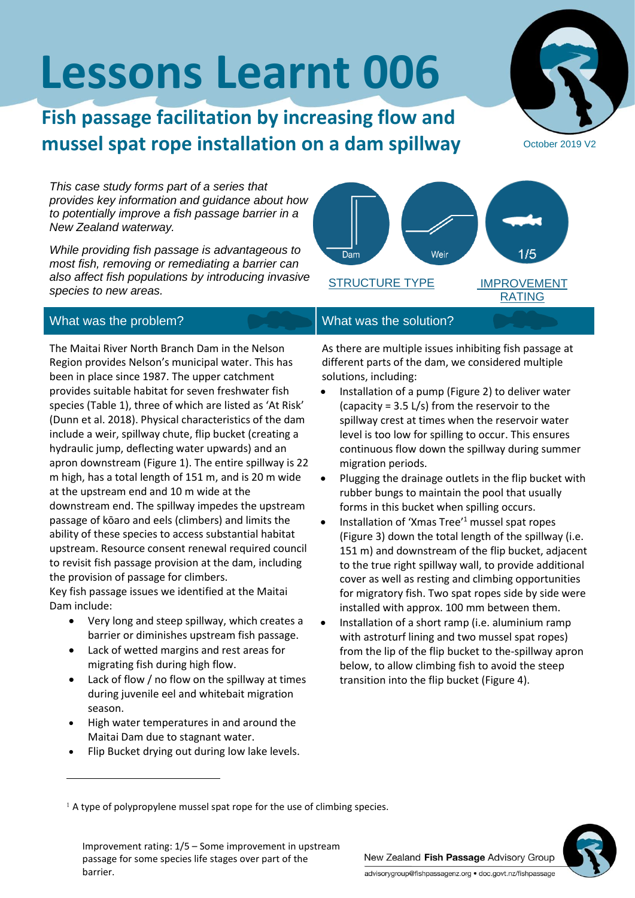# Lessons Learnt 006

## Fish passage facilitation by increasing flow and mussel spat rope installation on a dam spillway

October 2019 V2

*This case study forms part of a series that provides key information and guidance about how to potentially improve a fish passage barrier in a New Zealand waterway.*

*While providing fish passage is advantageous to most fish, removing or remediating a barrier can also affect fish populations by introducing invasive species to new areas.*

Dam | Weir | 1/5

STRUCTURE TYPE | IMPROVEMENT RATING

### What was the problem?

The Maitai River North Branch Dam in the Nelson Region provides Nelson's municipal water. This has been in place since 1987. The upper catchment provides suitable habitat for seven freshwater fish species (Table 1), three of which are listed as 'At Risk' (Dunn et al. 2018). Physical characteristics of the dam include a weir, spillway chute, flip bucket (creating a hydraulic jump, deflecting water upwards) and an apron downstream (Figure 1). The entire spillway is 22 m high, has a total length of 151 m, and is 20 m wide at the upstream end and 10 m wide at the downstream end. The spillway impedes the upstream passage of kōaro and eels (climbers) and limits the ability of these species to access substantial habitat upstream. Resource consent renewal required council to revisit fish passage provision at the dam, including the provision of passage for climbers.

Key fish passage issues we identified at the Maitai Dam include:

- Very long and steep spillway, which creates a barrier or diminishes upstream fish passage.
- Lack of wetted margins and rest areas for migrating fish during high flow.
- Lack of flow / no flow on the spillway at times during juvenile eel and whitebait migration season.
- High water temperatures in and around the Maitai Dam due to stagnant water.
- Flip Bucket drying out during low lake levels.

### What was the solution?

As there are multiple issues inhibiting fish passage at different parts of the dam, we considered multiple solutions, including:

- Installation of a pump (Figure 2) to deliver water (capacity = 3.5 L/s) from the reservoir to the spillway crest at times when the reservoir water level is too low for spilling to occur. This ensures continuous flow down the spillway during summer migration periods.
- Plugging the drainage outlets in the flip bucket with rubber bungs to maintain the pool that usually forms in this bucket when spilling occurs.
- Installation of 'Xmas Tree'[1] mussel spat ropes (Figure 3) down the total length of the spillway (i.e. 151 m) and downstream of the flip bucket, adjacent to the true right spillway wall, to provide additional cover as well as resting and climbing opportunities for migratory fish. Two spat ropes side by side were installed with approx. 100 mm between them.
- Installation of a short ramp (i.e. aluminium ramp with astroturf lining and two mussel spat ropes) from the lip of the flip bucket to the-spillway apron below, to allow climbing fish to avoid the steep transition into the flip bucket (Figure 4).

[1] A type of polypropylene mussel spat rope for the use of climbing species.

Improvement rating: 1/5 – Some improvement in upstream passage for some species life stages over part of the barrier.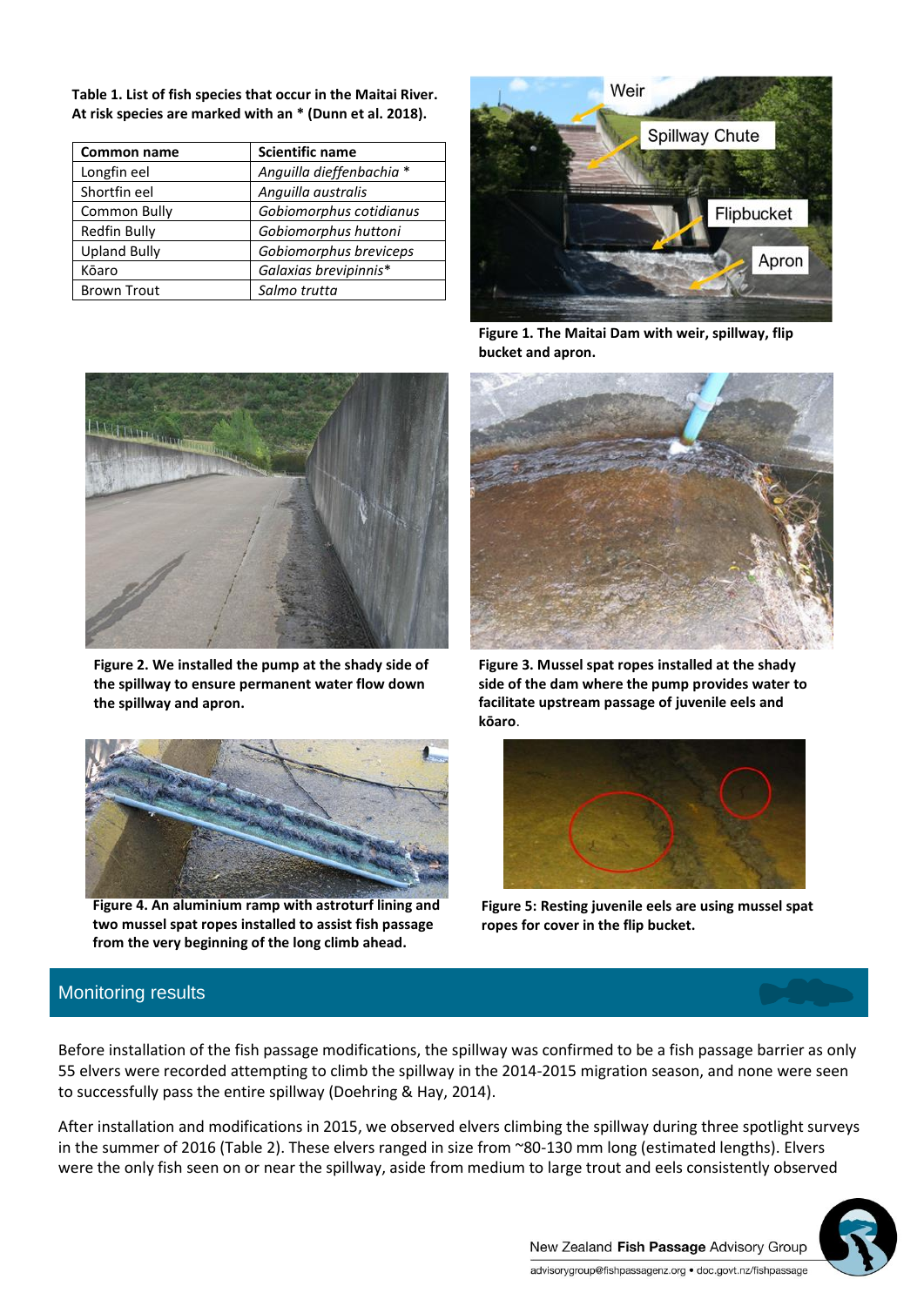**Table 1. List of fish species that occur in the Maitai River. At risk species are marked with an * (Dunn et al. 2018).**

| Common name | Scientific name |
|---|---|
| Longfin eel | *Anguilla dieffenbachia* * |
| Shortfin eel | *Anguilla australis* |
| Common Bully | *Gobiomorphus cotidianus* |
| Redfin Bully | *Gobiomorphus huttoni* |
| Upland Bully | *Gobiomorphus breviceps* |
| Kōaro | *Galaxias brevipinnis** |
| Brown Trout | *Salmo trutta* |

**Figure 1. The Maitai Dam with weir, spillway, flip bucket and apron.**

**Figure 2. We installed the pump at the shady side of the spillway to ensure permanent water flow down the spillway and apron.**

**Figure 3. Mussel spat ropes installed at the shady side of the dam where the pump provides water to facilitate upstream passage of juvenile eels and kōaro.**

**Figure 4. An aluminium ramp with astroturf lining and two mussel spat ropes installed to assist fish passage from the very beginning of the long climb ahead.**

**Figure 5: Resting juvenile eels are using mussel spat ropes for cover in the flip bucket.**

## Monitoring results

Before installation of the fish passage modifications, the spillway was confirmed to be a fish passage barrier as only 55 elvers were recorded attempting to climb the spillway in the 2014-2015 migration season, and none were seen to successfully pass the entire spillway (Doehring & Hay, 2014).

After installation and modifications in 2015, we observed elvers climbing the spillway during three spotlight surveys in the summer of 2016 (Table 2). These elvers ranged in size from ~80-130 mm long (estimated lengths). Elvers were the only fish seen on or near the spillway, aside from medium to large trout and eels consistently observed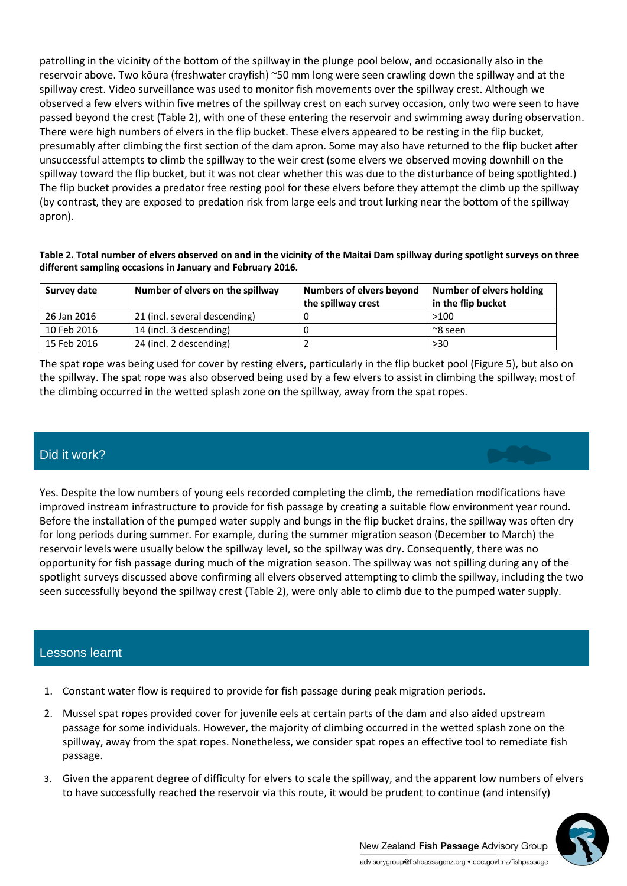patrolling in the vicinity of the bottom of the spillway in the plunge pool below, and occasionally also in the reservoir above. Two kōura (freshwater crayfish) ~50 mm long were seen crawling down the spillway and at the spillway crest. Video surveillance was used to monitor fish movements over the spillway crest. Although we observed a few elvers within five metres of the spillway crest on each survey occasion, only two were seen to have passed beyond the crest (Table 2), with one of these entering the reservoir and swimming away during observation. There were high numbers of elvers in the flip bucket. These elvers appeared to be resting in the flip bucket, presumably after climbing the first section of the dam apron. Some may also have returned to the flip bucket after unsuccessful attempts to climb the spillway to the weir crest (some elvers we observed moving downhill on the spillway toward the flip bucket, but it was not clear whether this was due to the disturbance of being spotlighted.) The flip bucket provides a predator free resting pool for these elvers before they attempt the climb up the spillway (by contrast, they are exposed to predation risk from large eels and trout lurking near the bottom of the spillway apron).

**Table 2. Total number of elvers observed on and in the vicinity of the Maitai Dam spillway during spotlight surveys on three different sampling occasions in January and February 2016.**

| Survey date | Number of elvers on the spillway | Numbers of elvers beyond the spillway crest | Number of elvers holding in the flip bucket |
|---|---|---|---|
| 26 Jan 2016 | 21 (incl. several descending) | 0 | >100 |
| 10 Feb 2016 | 14 (incl. 3 descending) | 0 | ~8 seen |
| 15 Feb 2016 | 24 (incl. 2 descending) | 2 | >30 |

The spat rope was being used for cover by resting elvers, particularly in the flip bucket pool (Figure 5), but also on the spillway. The spat rope was also observed being used by a few elvers to assist in climbing the spillway; most of the climbing occurred in the wetted splash zone on the spillway, away from the spat ropes.

## Did it work?

Yes. Despite the low numbers of young eels recorded completing the climb, the remediation modifications have improved instream infrastructure to provide for fish passage by creating a suitable flow environment year round. Before the installation of the pumped water supply and bungs in the flip bucket drains, the spillway was often dry for long periods during summer. For example, during the summer migration season (December to March) the reservoir levels were usually below the spillway level, so the spillway was dry. Consequently, there was no opportunity for fish passage during much of the migration season. The spillway was not spilling during any of the spotlight surveys discussed above confirming all elvers observed attempting to climb the spillway, including the two seen successfully beyond the spillway crest (Table 2), were only able to climb due to the pumped water supply.

## Lessons learnt

1. Constant water flow is required to provide for fish passage during peak migration periods.
2. Mussel spat ropes provided cover for juvenile eels at certain parts of the dam and also aided upstream passage for some individuals. However, the majority of climbing occurred in the wetted splash zone on the spillway, away from the spat ropes. Nonetheless, we consider spat ropes an effective tool to remediate fish passage.
3. Given the apparent degree of difficulty for elvers to scale the spillway, and the apparent low numbers of elvers to have successfully reached the reservoir via this route, it would be prudent to continue (and intensify)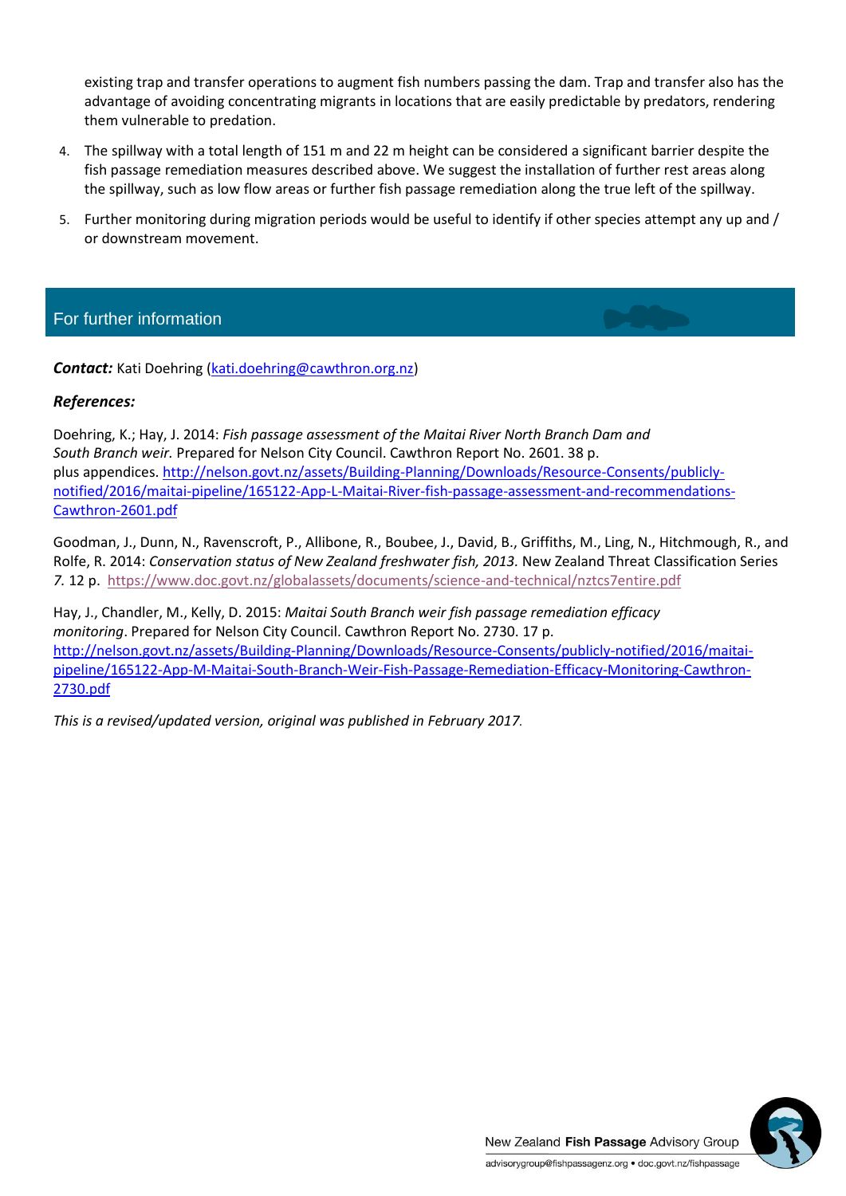existing trap and transfer operations to augment fish numbers passing the dam. Trap and transfer also has the advantage of avoiding concentrating migrants in locations that are easily predictable by predators, rendering them vulnerable to predation.

4. The spillway with a total length of 151 m and 22 m height can be considered a significant barrier despite the fish passage remediation measures described above. We suggest the installation of further rest areas along the spillway, such as low flow areas or further fish passage remediation along the true left of the spillway.
5. Further monitoring during migration periods would be useful to identify if other species attempt any up and / or downstream movement.

## For further information

***Contact:*** Kati Doehring (kati.doehring@cawthron.org.nz)

### *References:*

Doehring, K.; Hay, J. 2014: *Fish passage assessment of the Maitai River North Branch Dam and South Branch weir.* Prepared for Nelson City Council. Cawthron Report No. 2601. 38 p. plus appendices. http://nelson.govt.nz/assets/Building-Planning/Downloads/Resource-Consents/publicly-notified/2016/maitai-pipeline/165122-App-L-Maitai-River-fish-passage-assessment-and-recommendations-Cawthron-2601.pdf

Goodman, J., Dunn, N., Ravenscroft, P., Allibone, R., Boubee, J., David, B., Griffiths, M., Ling, N., Hitchmough, R., and Rolfe, R. 2014: *Conservation status of New Zealand freshwater fish, 2013.* New Zealand Threat Classification Series *7.* 12 p. https://www.doc.govt.nz/globalassets/documents/science-and-technical/nztcs7entire.pdf

Hay, J., Chandler, M., Kelly, D. 2015: *Maitai South Branch weir fish passage remediation efficacy monitoring*. Prepared for Nelson City Council. Cawthron Report No. 2730. 17 p. http://nelson.govt.nz/assets/Building-Planning/Downloads/Resource-Consents/publicly-notified/2016/maitai-pipeline/165122-App-M-Maitai-South-Branch-Weir-Fish-Passage-Remediation-Efficacy-Monitoring-Cawthron-2730.pdf

*This is a revised/updated version, original was published in February 2017.*